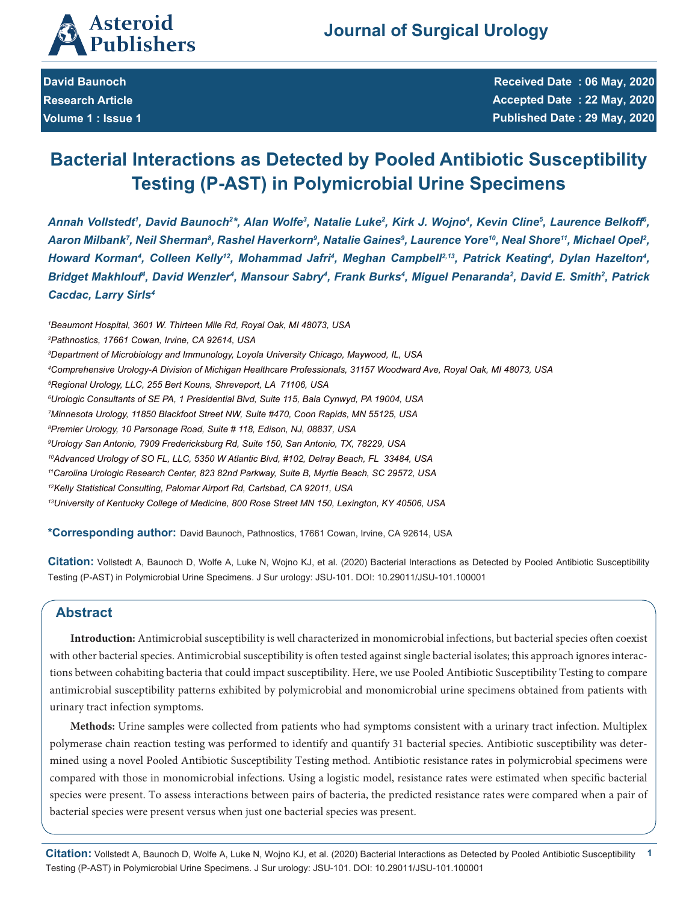**David Baunoch**
**Research Article**
**Volume 1 : Issue 1**

**Received Date : 06 May, 2020**
**Accepted Date : 22 May, 2020**
**Published Date : 29 May, 2020**

# Bacterial Interactions as Detected by Pooled Antibiotic Susceptibility Testing (P-AST) in Polymicrobial Urine Specimens

*Annah Vollstedt[1], David Baunoch[2]*, Alan Wolfe[3], Natalie Luke[2], Kirk J. Wojno[4], Kevin Cline[5], Laurence Belkoff[6], Aaron Milbank[7], Neil Sherman[8], Rashel Haverkorn[9], Natalie Gaines[9], Laurence Yore[10], Neal Shore[11], Michael Opel[2], Howard Korman[4], Colleen Kelly[12], Mohammad Jafri[4], Meghan Campbell[2,13], Patrick Keating[4], Dylan Hazelton[4], Bridget Makhlouf[4], David Wenzler[4], Mansour Sabry[4], Frank Burks[4], Miguel Penaranda[2], David E. Smith[2], Patrick Cacdac, Larry Sirls[4]*

*[1]Beaumont Hospital, 3601 W. Thirteen Mile Rd, Royal Oak, MI 48073, USA*
*[2]Pathnostics, 17661 Cowan, Irvine, CA 92614, USA*
*[3]Department of Microbiology and Immunology, Loyola University Chicago, Maywood, IL, USA*
*[4]Comprehensive Urology-A Division of Michigan Healthcare Professionals, 31157 Woodward Ave, Royal Oak, MI 48073, USA*
*[5]Regional Urology, LLC, 255 Bert Kouns, Shreveport, LA 71106, USA*
*[6]Urologic Consultants of SE PA, 1 Presidential Blvd, Suite 115, Bala Cynwyd, PA 19004, USA*
*[7]Minnesota Urology, 11850 Blackfoot Street NW, Suite #470, Coon Rapids, MN 55125, USA*
*[8]Premier Urology, 10 Parsonage Road, Suite # 118, Edison, NJ, 08837, USA*
*[9]Urology San Antonio, 7909 Fredericksburg Rd, Suite 150, San Antonio, TX, 78229, USA*
*[10]Advanced Urology of SO FL, LLC, 5350 W Atlantic Blvd, #102, Delray Beach, FL 33484, USA*
*[11]Carolina Urologic Research Center, 823 82nd Parkway, Suite B, Myrtle Beach, SC 29572, USA*
*[12]Kelly Statistical Consulting, Palomar Airport Rd, Carlsbad, CA 92011, USA*
*[13]University of Kentucky College of Medicine, 800 Rose Street MN 150, Lexington, KY 40506, USA*

**\*Corresponding author:** David Baunoch, Pathnostics, 17661 Cowan, Irvine, CA 92614, USA

**Citation:** Vollstedt A, Baunoch D, Wolfe A, Luke N, Wojno KJ, et al. (2020) Bacterial Interactions as Detected by Pooled Antibiotic Susceptibility Testing (P-AST) in Polymicrobial Urine Specimens. J Sur urology: JSU-101. DOI: 10.29011/JSU-101.100001

## Abstract

**Introduction:** Antimicrobial susceptibility is well characterized in monomicrobial infections, but bacterial species often coexist with other bacterial species. Antimicrobial susceptibility is often tested against single bacterial isolates; this approach ignores interactions between cohabiting bacteria that could impact susceptibility. Here, we use Pooled Antibiotic Susceptibility Testing to compare antimicrobial susceptibility patterns exhibited by polymicrobial and monomicrobial urine specimens obtained from patients with urinary tract infection symptoms.

**Methods:** Urine samples were collected from patients who had symptoms consistent with a urinary tract infection. Multiplex polymerase chain reaction testing was performed to identify and quantify 31 bacterial species. Antibiotic susceptibility was determined using a novel Pooled Antibiotic Susceptibility Testing method. Antibiotic resistance rates in polymicrobial specimens were compared with those in monomicrobial infections. Using a logistic model, resistance rates were estimated when specific bacterial species were present. To assess interactions between pairs of bacteria, the predicted resistance rates were compared when a pair of bacterial species were present versus when just one bacterial species was present.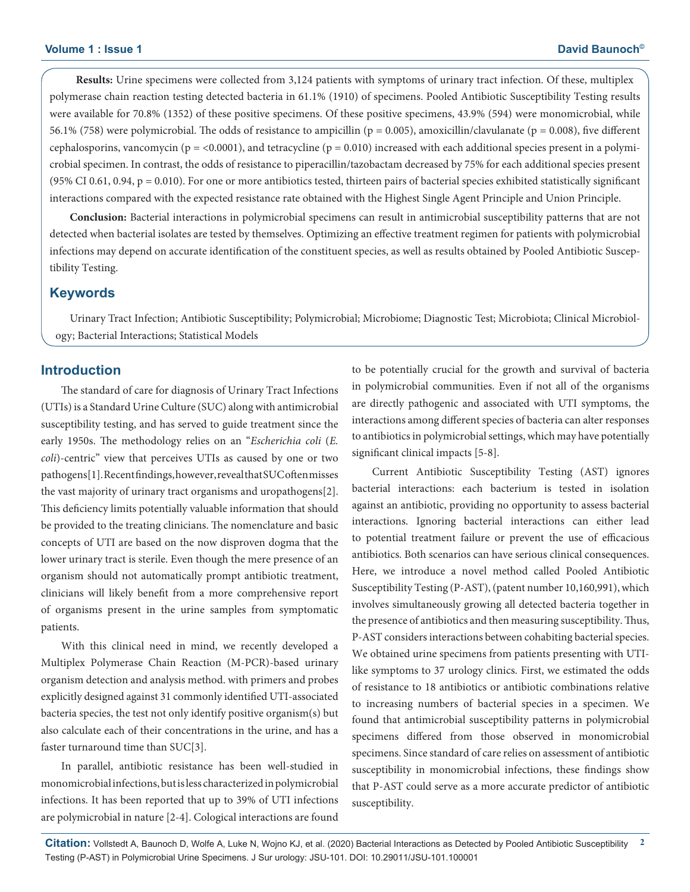**Results:** Urine specimens were collected from 3,124 patients with symptoms of urinary tract infection. Of these, multiplex polymerase chain reaction testing detected bacteria in 61.1% (1910) of specimens. Pooled Antibiotic Susceptibility Testing results were available for 70.8% (1352) of these positive specimens. Of these positive specimens, 43.9% (594) were monomicrobial, while 56.1% (758) were polymicrobial. The odds of resistance to ampicillin ($p = 0.005$), amoxicillin/clavulanate ($p = 0.008$), five different cephalosporins, vancomycin ($p = <0.0001$), and tetracycline ($p = 0.010$) increased with each additional species present in a polymicrobial specimen. In contrast, the odds of resistance to piperacillin/tazobactam decreased by 75% for each additional species present (95% CI 0.61, 0.94, $p = 0.010$). For one or more antibiotics tested, thirteen pairs of bacterial species exhibited statistically significant interactions compared with the expected resistance rate obtained with the Highest Single Agent Principle and Union Principle.

**Conclusion:** Bacterial interactions in polymicrobial specimens can result in antimicrobial susceptibility patterns that are not detected when bacterial isolates are tested by themselves. Optimizing an effective treatment regimen for patients with polymicrobial infections may depend on accurate identification of the constituent species, as well as results obtained by Pooled Antibiotic Susceptibility Testing.

## Keywords

Urinary Tract Infection; Antibiotic Susceptibility; Polymicrobial; Microbiome; Diagnostic Test; Microbiota; Clinical Microbiology; Bacterial Interactions; Statistical Models

## Introduction

The standard of care for diagnosis of Urinary Tract Infections (UTIs) is a Standard Urine Culture (SUC) along with antimicrobial susceptibility testing, and has served to guide treatment since the early 1950s. The methodology relies on an "*Escherichia coli* (*E. coli*)-centric" view that perceives UTIs as caused by one or two pathogens[1]. Recent findings, however, reveal that SUC often misses the vast majority of urinary tract organisms and uropathogens[2]. This deficiency limits potentially valuable information that should be provided to the treating clinicians. The nomenclature and basic concepts of UTI are based on the now disproven dogma that the lower urinary tract is sterile. Even though the mere presence of an organism should not automatically prompt antibiotic treatment, clinicians will likely benefit from a more comprehensive report of organisms present in the urine samples from symptomatic patients.

With this clinical need in mind, we recently developed a Multiplex Polymerase Chain Reaction (M-PCR)-based urinary organism detection and analysis method. with primers and probes explicitly designed against 31 commonly identified UTI-associated bacteria species, the test not only identify positive organism(s) but also calculate each of their concentrations in the urine, and has a faster turnaround time than SUC[3].

In parallel, antibiotic resistance has been well-studied in monomicrobial infections, but is less characterized in polymicrobial infections. It has been reported that up to 39% of UTI infections are polymicrobial in nature [2-4]. Cological interactions are found to be potentially crucial for the growth and survival of bacteria in polymicrobial communities. Even if not all of the organisms are directly pathogenic and associated with UTI symptoms, the interactions among different species of bacteria can alter responses to antibiotics in polymicrobial settings, which may have potentially significant clinical impacts [5-8].

Current Antibiotic Susceptibility Testing (AST) ignores bacterial interactions: each bacterium is tested in isolation against an antibiotic, providing no opportunity to assess bacterial interactions. Ignoring bacterial interactions can either lead to potential treatment failure or prevent the use of efficacious antibiotics. Both scenarios can have serious clinical consequences. Here, we introduce a novel method called Pooled Antibiotic Susceptibility Testing (P-AST), (patent number 10,160,991), which involves simultaneously growing all detected bacteria together in the presence of antibiotics and then measuring susceptibility. Thus, P-AST considers interactions between cohabiting bacterial species. We obtained urine specimens from patients presenting with UTI-like symptoms to 37 urology clinics. First, we estimated the odds of resistance to 18 antibiotics or antibiotic combinations relative to increasing numbers of bacterial species in a specimen. We found that antimicrobial susceptibility patterns in polymicrobial specimens differed from those observed in monomicrobial specimens. Since standard of care relies on assessment of antibiotic susceptibility in monomicrobial infections, these findings show that P-AST could serve as a more accurate predictor of antibiotic susceptibility.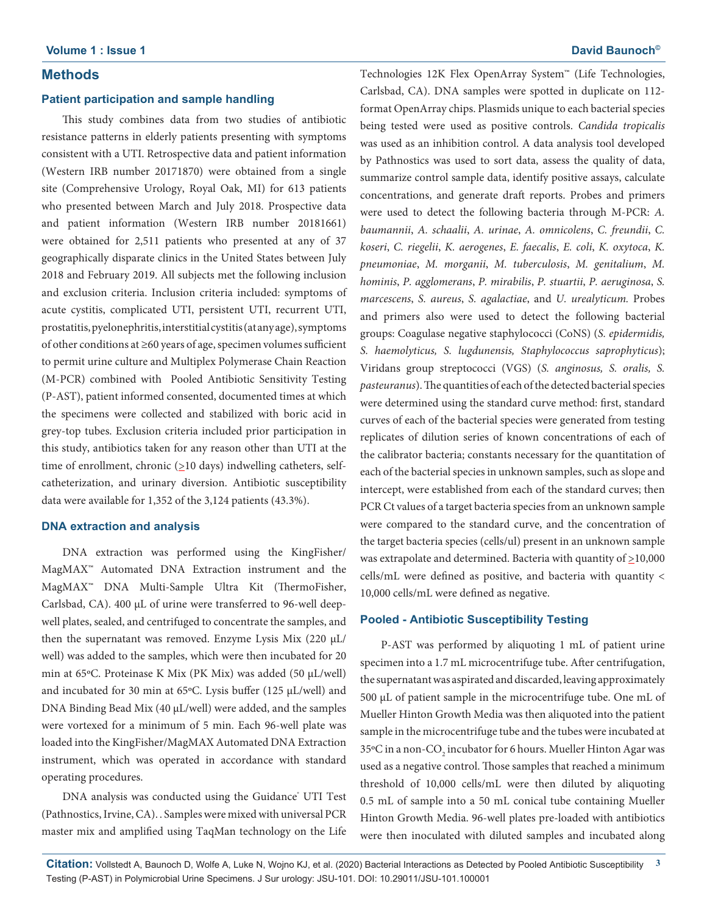## Methods

### Patient participation and sample handling

This study combines data from two studies of antibiotic resistance patterns in elderly patients presenting with symptoms consistent with a UTI. Retrospective data and patient information (Western IRB number 20171870) were obtained from a single site (Comprehensive Urology, Royal Oak, MI) for 613 patients who presented between March and July 2018. Prospective data and patient information (Western IRB number 20181661) were obtained for 2,511 patients who presented at any of 37 geographically disparate clinics in the United States between July 2018 and February 2019. All subjects met the following inclusion and exclusion criteria. Inclusion criteria included: symptoms of acute cystitis, complicated UTI, persistent UTI, recurrent UTI, prostatitis, pyelonephritis, interstitial cystitis (at any age), symptoms of other conditions at ≥60 years of age, specimen volumes sufficient to permit urine culture and Multiplex Polymerase Chain Reaction (M-PCR) combined with Pooled Antibiotic Sensitivity Testing (P-AST), patient informed consented, documented times at which the specimens were collected and stabilized with boric acid in grey-top tubes. Exclusion criteria included prior participation in this study, antibiotics taken for any reason other than UTI at the time of enrollment, chronic (≥10 days) indwelling catheters, self-catheterization, and urinary diversion. Antibiotic susceptibility data were available for 1,352 of the 3,124 patients (43.3%).

### DNA extraction and analysis

DNA extraction was performed using the KingFisher/ MagMAX™ Automated DNA Extraction instrument and the MagMAX™ DNA Multi-Sample Ultra Kit (ThermoFisher, Carlsbad, CA). 400 μL of urine were transferred to 96-well deep-well plates, sealed, and centrifuged to concentrate the samples, and then the supernatant was removed. Enzyme Lysis Mix (220 μL/ well) was added to the samples, which were then incubated for 20 min at 65ºC. Proteinase K Mix (PK Mix) was added (50 μL/well) and incubated for 30 min at 65ºC. Lysis buffer (125 μL/well) and DNA Binding Bead Mix (40 μL/well) were added, and the samples were vortexed for a minimum of 5 min. Each 96-well plate was loaded into the KingFisher/MagMAX Automated DNA Extraction instrument, which was operated in accordance with standard operating procedures.

DNA analysis was conducted using the Guidance® UTI Test (Pathnostics, Irvine, CA). . Samples were mixed with universal PCR master mix and amplified using TaqMan technology on the Life Technologies 12K Flex OpenArray System™ (Life Technologies, Carlsbad, CA). DNA samples were spotted in duplicate on 112-format OpenArray chips. Plasmids unique to each bacterial species being tested were used as positive controls. *Candida tropicalis* was used as an inhibition control. A data analysis tool developed by Pathnostics was used to sort data, assess the quality of data, summarize control sample data, identify positive assays, calculate concentrations, and generate draft reports. Probes and primers were used to detect the following bacteria through M-PCR: *A. baumannii*, *A. schaalii*, *A. urinae*, *A. omnicolens*, *C. freundii*, *C. koseri*, *C. riegelii*, *K. aerogenes*, *E. faecalis*, *E. coli*, *K. oxytoca*, *K. pneumoniae*, *M. morganii*, *M. tuberculosis*, *M. genitalium*, *M. hominis*, *P. agglomerans*, *P. mirabilis*, *P. stuartii*, *P. aeruginosa*, *S. marcescens*, *S. aureus*, *S. agalactiae*, and *U. urealyticum.* Probes and primers also were used to detect the following bacterial groups: Coagulase negative staphylococci (CoNS) (*S. epidermidis, S. haemolyticus, S. lugdunensis, Staphylococcus saprophyticus*); Viridans group streptococci (VGS) (*S. anginosus, S. oralis, S. pasteuranus*). The quantities of each of the detected bacterial species were determined using the standard curve method: first, standard curves of each of the bacterial species were generated from testing replicates of dilution series of known concentrations of each of the calibrator bacteria; constants necessary for the quantitation of each of the bacterial species in unknown samples, such as slope and intercept, were established from each of the standard curves; then PCR Ct values of a target bacteria species from an unknown sample were compared to the standard curve, and the concentration of the target bacteria species (cells/ul) present in an unknown sample was extrapolate and determined. Bacteria with quantity of ≥10,000 cells/mL were defined as positive, and bacteria with quantity < 10,000 cells/mL were defined as negative.

### Pooled - Antibiotic Susceptibility Testing

P-AST was performed by aliquoting 1 mL of patient urine specimen into a 1.7 mL microcentrifuge tube. After centrifugation, the supernatant was aspirated and discarded, leaving approximately 500 μL of patient sample in the microcentrifuge tube. One mL of Mueller Hinton Growth Media was then aliquoted into the patient sample in the microcentrifuge tube and the tubes were incubated at 35ºC in a non-$CO_2$ incubator for 6 hours. Mueller Hinton Agar was used as a negative control. Those samples that reached a minimum threshold of 10,000 cells/mL were then diluted by aliquoting 0.5 mL of sample into a 50 mL conical tube containing Mueller Hinton Growth Media. 96-well plates pre-loaded with antibiotics were then inoculated with diluted samples and incubated along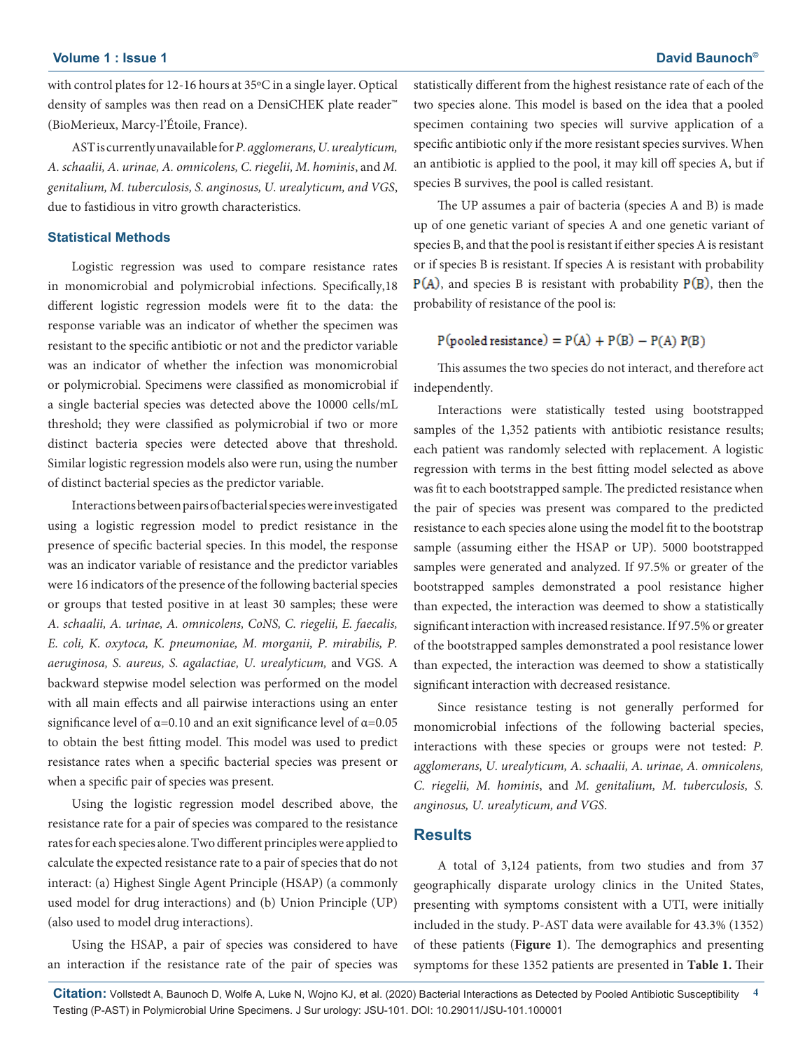with control plates for 12-16 hours at 35ºC in a single layer. Optical density of samples was then read on a DensiCHEK plate reader™ (BioMerieux, Marcy-l'Étoile, France).

AST is currently unavailable for *P. agglomerans, U. urealyticum, A. schaalii, A. urinae, A. omnicolens, C. riegelii, M. hominis*, and *M. genitalium, M. tuberculosis, S. anginosus, U. urealyticum, and VGS*, due to fastidious in vitro growth characteristics.

### Statistical Methods

Logistic regression was used to compare resistance rates in monomicrobial and polymicrobial infections. Specifically,18 different logistic regression models were fit to the data: the response variable was an indicator of whether the specimen was resistant to the specific antibiotic or not and the predictor variable was an indicator of whether the infection was monomicrobial or polymicrobial. Specimens were classified as monomicrobial if a single bacterial species was detected above the 10000 cells/mL threshold; they were classified as polymicrobial if two or more distinct bacteria species were detected above that threshold. Similar logistic regression models also were run, using the number of distinct bacterial species as the predictor variable.

Interactions between pairs of bacterial species were investigated using a logistic regression model to predict resistance in the presence of specific bacterial species. In this model, the response was an indicator variable of resistance and the predictor variables were 16 indicators of the presence of the following bacterial species or groups that tested positive in at least 30 samples; these were *A. schaalii, A. urinae, A. omnicolens, CoNS, C. riegelii, E. faecalis, E. coli, K. oxytoca, K. pneumoniae, M. morganii, P. mirabilis, P. aeruginosa, S. aureus, S. agalactiae, U. urealyticum,* and VGS. A backward stepwise model selection was performed on the model with all main effects and all pairwise interactions using an enter significance level of $\alpha$=0.10 and an exit significance level of $\alpha$=0.05 to obtain the best fitting model. This model was used to predict resistance rates when a specific bacterial species was present or when a specific pair of species was present.

Using the logistic regression model described above, the resistance rate for a pair of species was compared to the resistance rates for each species alone. Two different principles were applied to calculate the expected resistance rate to a pair of species that do not interact: (a) Highest Single Agent Principle (HSAP) (a commonly used model for drug interactions) and (b) Union Principle (UP) (also used to model drug interactions).

Using the HSAP, a pair of species was considered to have an interaction if the resistance rate of the pair of species was statistically different from the highest resistance rate of each of the two species alone. This model is based on the idea that a pooled specimen containing two species will survive application of a specific antibiotic only if the more resistant species survives. When an antibiotic is applied to the pool, it may kill off species A, but if species B survives, the pool is called resistant.

The UP assumes a pair of bacteria (species A and B) is made up of one genetic variant of species A and one genetic variant of species B, and that the pool is resistant if either species A is resistant or if species B is resistant. If species A is resistant with probability $P(A)$, and species B is resistant with probability $P(B)$, then the probability of resistance of the pool is:

$$P(\text{pooled resistance}) = P(A) + P(B) - P(A)\,P(B)$$

This assumes the two species do not interact, and therefore act independently.

Interactions were statistically tested using bootstrapped samples of the 1,352 patients with antibiotic resistance results; each patient was randomly selected with replacement. A logistic regression with terms in the best fitting model selected as above was fit to each bootstrapped sample. The predicted resistance when the pair of species was present was compared to the predicted resistance to each species alone using the model fit to the bootstrap sample (assuming either the HSAP or UP). 5000 bootstrapped samples were generated and analyzed. If 97.5% or greater of the bootstrapped samples demonstrated a pool resistance higher than expected, the interaction was deemed to show a statistically significant interaction with increased resistance. If 97.5% or greater of the bootstrapped samples demonstrated a pool resistance lower than expected, the interaction was deemed to show a statistically significant interaction with decreased resistance.

Since resistance testing is not generally performed for monomicrobial infections of the following bacterial species, interactions with these species or groups were not tested: *P. agglomerans, U. urealyticum, A. schaalii, A. urinae, A. omnicolens, C. riegelii, M. hominis*, and *M. genitalium, M. tuberculosis, S. anginosus, U. urealyticum, and VGS*.

## Results

A total of 3,124 patients, from two studies and from 37 geographically disparate urology clinics in the United States, presenting with symptoms consistent with a UTI, were initially included in the study. P-AST data were available for 43.3% (1352) of these patients (**Figure 1**). The demographics and presenting symptoms for these 1352 patients are presented in **Table 1.** Their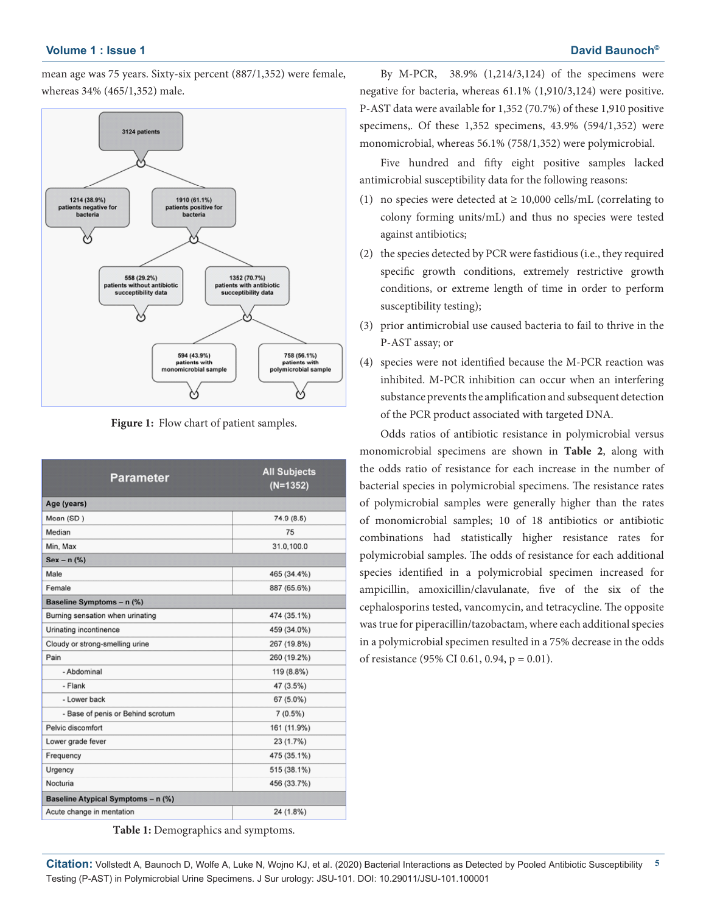mean age was 75 years. Sixty-six percent (887/1,352) were female, whereas 34% (465/1,352) male.

Figure 1: Flow chart of patient samples.

| Parameter | All Subjects (N=1352) |
|---|---|
| **Age (years)** | |
| Mean (SD ) | 74.9 (8.5) |
| Median | 75 |
| Min, Max | 31.0,100.0 |
| **Sex – n (%)** | |
| Male | 465 (34.4%) |
| Female | 887 (65.6%) |
| **Baseline Symptoms – n (%)** | |
| Burning sensation when urinating | 474 (35.1%) |
| Urinating incontinence | 459 (34.0%) |
| Cloudy or strong-smelling urine | 267 (19.8%) |
| Pain | 260 (19.2%) |
| - Abdominal | 119 (8.8%) |
| - Flank | 47 (3.5%) |
| - Lower back | 67 (5.0%) |
| - Base of penis or Behind scrotum | 7 (0.5%) |
| Pelvic discomfort | 161 (11.9%) |
| Lower grade fever | 23 (1.7%) |
| Frequency | 475 (35.1%) |
| Urgency | 515 (38.1%) |
| Nocturia | 456 (33.7%) |
| **Baseline Atypical Symptoms – n (%)** | |
| Acute change in mentation | 24 (1.8%) |

Table 1: Demographics and symptoms.

By M-PCR, 38.9% (1,214/3,124) of the specimens were negative for bacteria, whereas 61.1% (1,910/3,124) were positive. P-AST data were available for 1,352 (70.7%) of these 1,910 positive specimens,. Of these 1,352 specimens, 43.9% (594/1,352) were monomicrobial, whereas 56.1% (758/1,352) were polymicrobial.

Five hundred and fifty eight positive samples lacked antimicrobial susceptibility data for the following reasons:

(1) no species were detected at ≥ 10,000 cells/mL (correlating to colony forming units/mL) and thus no species were tested against antibiotics;

(2) the species detected by PCR were fastidious (i.e., they required specific growth conditions, extremely restrictive growth conditions, or extreme length of time in order to perform susceptibility testing);

(3) prior antimicrobial use caused bacteria to fail to thrive in the P-AST assay; or

(4) species were not identified because the M-PCR reaction was inhibited. M-PCR inhibition can occur when an interfering substance prevents the amplification and subsequent detection of the PCR product associated with targeted DNA.

Odds ratios of antibiotic resistance in polymicrobial versus monomicrobial specimens are shown in **Table 2**, along with the odds ratio of resistance for each increase in the number of bacterial species in polymicrobial specimens. The resistance rates of polymicrobial samples were generally higher than the rates of monomicrobial samples; 10 of 18 antibiotics or antibiotic combinations had statistically higher resistance rates for polymicrobial samples. The odds of resistance for each additional species identified in a polymicrobial specimen increased for ampicillin, amoxicillin/clavulanate, five of the six of the cephalosporins tested, vancomycin, and tetracycline. The opposite was true for piperacillin/tazobactam, where each additional species in a polymicrobial specimen resulted in a 75% decrease in the odds of resistance (95% CI 0.61, 0.94, p = 0.01).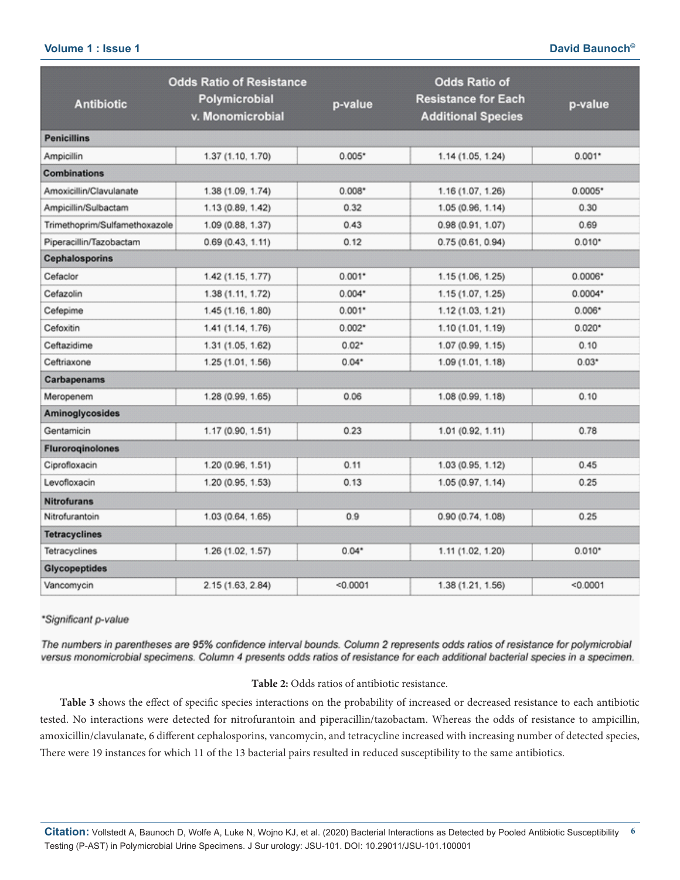| Antibiotic | Odds Ratio of Resistance Polymicrobial v. Monomicrobial | p-value | Odds Ratio of Resistance for Each Additional Species | p-value |
|---|---|---|---|---|
| **Penicillins** | | | | |
| Ampicillin | 1.37 (1.10, 1.70) | 0.005* | 1.14 (1.05, 1.24) | 0.001* |
| **Combinations** | | | | |
| Amoxicillin/Clavulanate | 1.38 (1.09, 1.74) | 0.008* | 1.16 (1.07, 1.26) | 0.0005* |
| Ampicillin/Sulbactam | 1.13 (0.89, 1.42) | 0.32 | 1.05 (0.96, 1.14) | 0.30 |
| Trimethoprim/Sulfamethoxazole | 1.09 (0.88, 1.37) | 0.43 | 0.98 (0.91, 1.07) | 0.69 |
| Piperacillin/Tazobactam | 0.69 (0.43, 1.11) | 0.12 | 0.75 (0.61, 0.94) | 0.010* |
| **Cephalosporins** | | | | |
| Cefaclor | 1.42 (1.15, 1.77) | 0.001* | 1.15 (1.06, 1.25) | 0.0006* |
| Cefazolin | 1.38 (1.11, 1.72) | 0.004* | 1.15 (1.07, 1.25) | 0.0004* |
| Cefepime | 1.45 (1.16, 1.80) | 0.001* | 1.12 (1.03, 1.21) | 0.006* |
| Cefoxitin | 1.41 (1.14, 1.76) | 0.002* | 1.10 (1.01, 1.19) | 0.020* |
| Ceftazidime | 1.31 (1.05, 1.62) | 0.02* | 1.07 (0.99, 1.15) | 0.10 |
| Ceftriaxone | 1.25 (1.01, 1.56) | 0.04* | 1.09 (1.01, 1.18) | 0.03* |
| **Carbapenams** | | | | |
| Meropenem | 1.28 (0.99, 1.65) | 0.06 | 1.08 (0.99, 1.18) | 0.10 |
| **Aminoglycosides** | | | | |
| Gentamicin | 1.17 (0.90, 1.51) | 0.23 | 1.01 (0.92, 1.11) | 0.78 |
| **Fluroroqinolones** | | | | |
| Ciprofloxacin | 1.20 (0.96, 1.51) | 0.11 | 1.03 (0.95, 1.12) | 0.45 |
| Levofloxacin | 1.20 (0.95, 1.53) | 0.13 | 1.05 (0.97, 1.14) | 0.25 |
| **Nitrofurans** | | | | |
| Nitrofurantoin | 1.03 (0.64, 1.65) | 0.9 | 0.90 (0.74, 1.08) | 0.25 |
| **Tetracyclines** | | | | |
| Tetracyclines | 1.26 (1.02, 1.57) | 0.04* | 1.11 (1.02, 1.20) | 0.010* |
| **Glycopeptides** | | | | |
| Vancomycin | 2.15 (1.63, 2.84) | <0.0001 | 1.38 (1.21, 1.56) | <0.0001 |

*\*Significant p-value*

*The numbers in parentheses are 95% confidence interval bounds. Column 2 represents odds ratios of resistance for polymicrobial versus monomicrobial specimens. Column 4 presents odds ratios of resistance for each additional bacterial species in a specimen.*

**Table 2:** Odds ratios of antibiotic resistance.

**Table 3** shows the effect of specific species interactions on the probability of increased or decreased resistance to each antibiotic tested. No interactions were detected for nitrofurantoin and piperacillin/tazobactam. Whereas the odds of resistance to ampicillin, amoxicillin/clavulanate, 6 different cephalosporins, vancomycin, and tetracycline increased with increasing number of detected species, There were 19 instances for which 11 of the 13 bacterial pairs resulted in reduced susceptibility to the same antibiotics.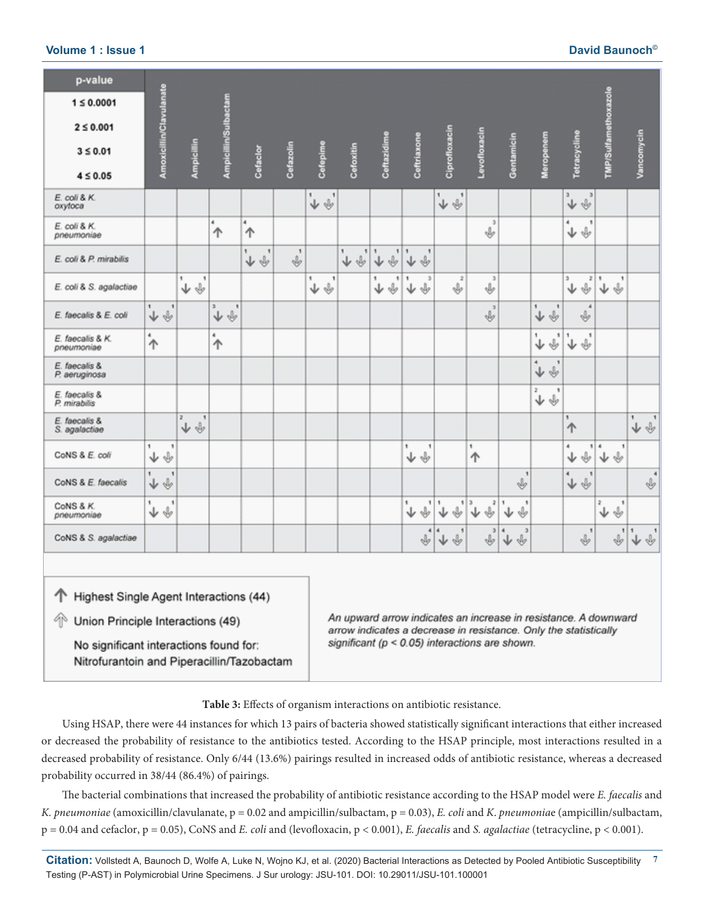| p-value | Amoxicillin/Clavulanate | Ampicillin | Ampicillin/Sulbactam | Cefaclor | Cefazolin | Cefepime | Cefoxitin | Ceftazidime | Ceftriaxone | Ciprofloxacin | Levofloxacin | Gentamicin | Meropenem | Tetracycline | TMP/Sulfamethoxazole | Vancomycin |
|---|---|---|---|---|---|---|---|---|---|---|---|---|---|---|---|---|
| *E. coli* & *K. oxytoca* | | | | | | ↓1 ⇩1 | | | | ↓1 ⇩1 | | | | ↓3 ⇩3 | | |
| *E. coli* & *K. pneumoniae* | | | ↑4 | ↑4 | | | | | | | ⇩3 | | | ↓4 ⇩1 | | |
| *E. coli* & *P. mirabilis* | | | | ↓1 ⇩1 | ⇩1 | | ↓1 ⇩1 | ↓1 ⇩1 | ↓1 ⇩1 | | | | | | | |
| *E. coli* & *S. agalactiae* | | ↓1 ⇩1 | | | | ↓1 ⇩1 | | ↓1 ⇩1 | ↓1 ⇩3 | ⇩2 | ⇩3 | | | ↓3 ⇩2 | ↓1 ⇩1 | |
| *E. faecalis* & *E. coli* | ↓1 ⇩1 | | ↓3 ⇩1 | | | | | | | | ⇩3 | | ↓1 ⇩1 | ⇩4 | | |
| *E. faecalis* & *K. pneumoniae* | ↑4 | | ↑4 | | | | | | | | | | ↓1 ⇩1 | ↓1 ⇩1 | | |
| *E. faecalis* & *P. aeruginosa* | | | | | | | | | | | | | ↓4 ⇩1 | | | |
| *E. faecalis* & *P. mirabilis* | | | | | | | | | | | | | ↓2 ⇩1 | | | |
| *E. faecalis* & *S. agalactiae* | | ↓2 ⇩1 | | | | | | | | | | | | ↑1 | | ↓1 ⇩1 |
| CoNS & *E. coli* | ↓1 ⇩1 | | | | | | | | ↓1 ⇩1 | | ↑1 | | | ↓4 ⇩1 | ↓4 ⇩1 | |
| CoNS & *E. faecalis* | ↓1 ⇩1 | | | | | | | | | | | ⇩1 | | ↓4 ⇩1 | | ⇩4 |
| CoNS & *K. pneumoniae* | ↓1 ⇩1 | | | | | | | | ↓1 ⇩1 | ↓1 ⇩1 | ↓3 ⇩2 | ↓1 ⇩1 | | | ↓2 ⇩1 | |
| CoNS & *S. agalactiae* | | | | | | | | | ⇩4 | ↓4 ⇩1 | ⇩3 | ↓4 ⇩3 | | ⇩1 | ⇩1 | ↓1 ⇩1 |

p-value: 1 ≤ 0.0001; 2 ≤ 0.001; 3 ≤ 0.01; 4 ≤ 0.05

↑ / ↓ Highest Single Agent Interactions (44)

⇧ / ⇩ Union Principle Interactions (49)

No significant interactions found for: Nitrofurantoin and Piperacillin/Tazobactam

*An upward arrow indicates an increase in resistance. A downward arrow indicates a decrease in resistance. Only the statistically significant (p < 0.05) interactions are shown.*

**Table 3:** Effects of organism interactions on antibiotic resistance.

Using HSAP, there were 44 instances for which 13 pairs of bacteria showed statistically significant interactions that either increased or decreased the probability of resistance to the antibiotics tested. According to the HSAP principle, most interactions resulted in a decreased probability of resistance. Only 6/44 (13.6%) pairings resulted in increased odds of antibiotic resistance, whereas a decreased probability occurred in 38/44 (86.4%) of pairings.

The bacterial combinations that increased the probability of antibiotic resistance according to the HSAP model were *E. faecalis* and *K. pneumoniae* (amoxicillin/clavulanate, $p = 0.02$ and ampicillin/sulbactam, $p = 0.03$), *E. coli* and *K. pneumoniae* (ampicillin/sulbactam, $p = 0.04$ and cefaclor, $p = 0.05$), CoNS and *E. coli* and (levofloxacin, $p < 0.001$), *E. faecalis* and *S. agalactiae* (tetracycline, $p < 0.001$).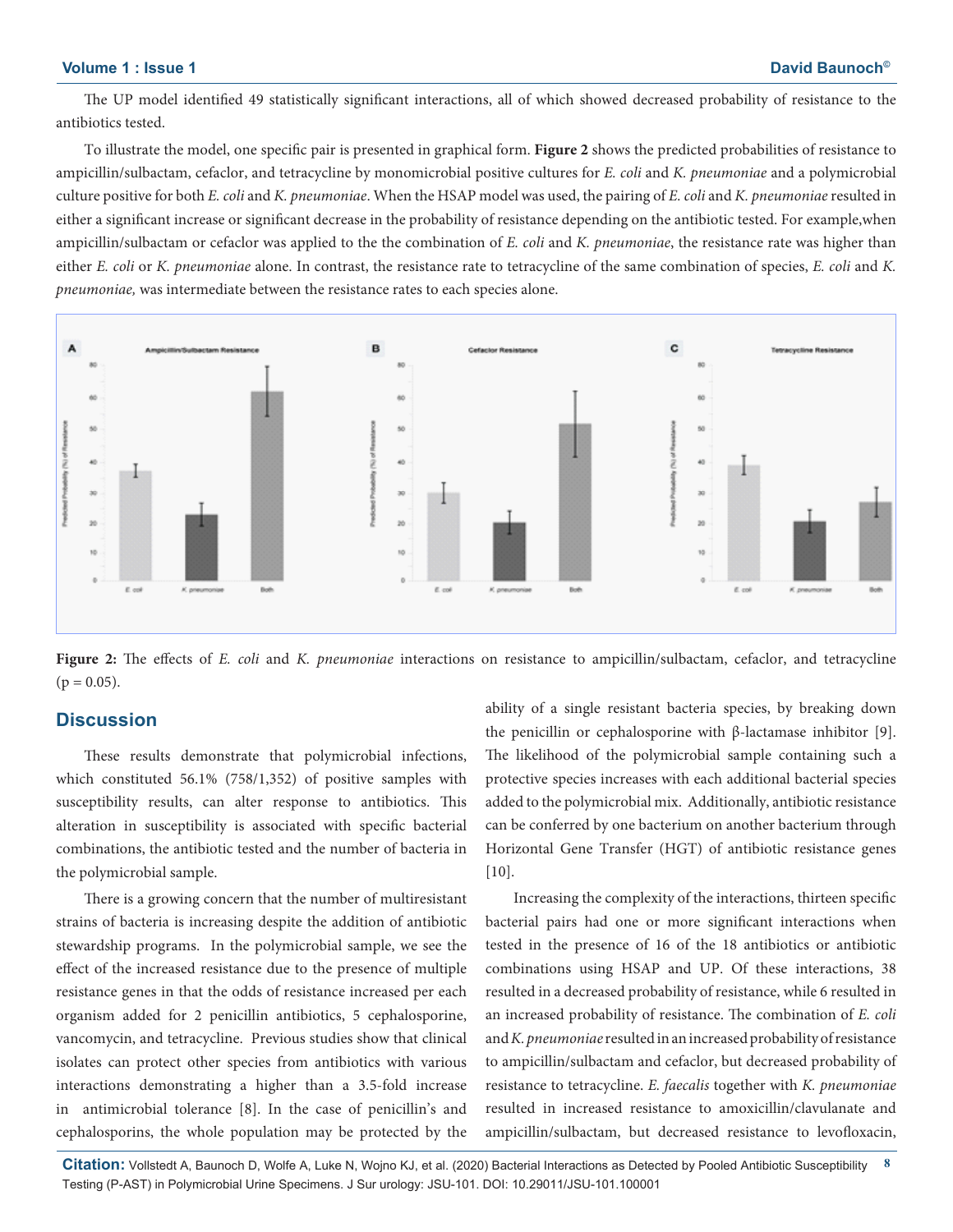The UP model identified 49 statistically significant interactions, all of which showed decreased probability of resistance to the antibiotics tested.

To illustrate the model, one specific pair is presented in graphical form. **Figure 2** shows the predicted probabilities of resistance to ampicillin/sulbactam, cefaclor, and tetracycline by monomicrobial positive cultures for *E. coli* and *K. pneumoniae* and a polymicrobial culture positive for both *E. coli* and *K. pneumoniae*. When the HSAP model was used, the pairing of *E. coli* and *K. pneumoniae* resulted in either a significant increase or significant decrease in the probability of resistance depending on the antibiotic tested. For example,when ampicillin/sulbactam or cefaclor was applied to the the combination of *E. coli* and *K. pneumoniae*, the resistance rate was higher than either *E. coli* or *K. pneumoniae* alone. In contrast, the resistance rate to tetracycline of the same combination of species, *E. coli* and *K. pneumoniae,* was intermediate between the resistance rates to each species alone.

**Figure 2:** The effects of *E. coli* and *K. pneumoniae* interactions on resistance to ampicillin/sulbactam, cefaclor, and tetracycline ($p = 0.05$).

## Discussion

These results demonstrate that polymicrobial infections, which constituted 56.1% (758/1,352) of positive samples with susceptibility results, can alter response to antibiotics. This alteration in susceptibility is associated with specific bacterial combinations, the antibiotic tested and the number of bacteria in the polymicrobial sample.

There is a growing concern that the number of multiresistant strains of bacteria is increasing despite the addition of antibiotic stewardship programs. In the polymicrobial sample, we see the effect of the increased resistance due to the presence of multiple resistance genes in that the odds of resistance increased per each organism added for 2 penicillin antibiotics, 5 cephalosporine, vancomycin, and tetracycline. Previous studies show that clinical isolates can protect other species from antibiotics with various interactions demonstrating a higher than a 3.5-fold increase in antimicrobial tolerance [8]. In the case of penicillin's and cephalosporins, the whole population may be protected by the ability of a single resistant bacteria species, by breaking down the penicillin or cephalosporine with β-lactamase inhibitor [9]. The likelihood of the polymicrobial sample containing such a protective species increases with each additional bacterial species added to the polymicrobial mix. Additionally, antibiotic resistance can be conferred by one bacterium on another bacterium through Horizontal Gene Transfer (HGT) of antibiotic resistance genes [10].

Increasing the complexity of the interactions, thirteen specific bacterial pairs had one or more significant interactions when tested in the presence of 16 of the 18 antibiotics or antibiotic combinations using HSAP and UP. Of these interactions, 38 resulted in a decreased probability of resistance, while 6 resulted in an increased probability of resistance. The combination of *E. coli* and *K. pneumoniae* resulted in an increased probability of resistance to ampicillin/sulbactam and cefaclor, but decreased probability of resistance to tetracycline. *E. faecalis* together with *K. pneumoniae* resulted in increased resistance to amoxicillin/clavulanate and ampicillin/sulbactam, but decreased resistance to levofloxacin,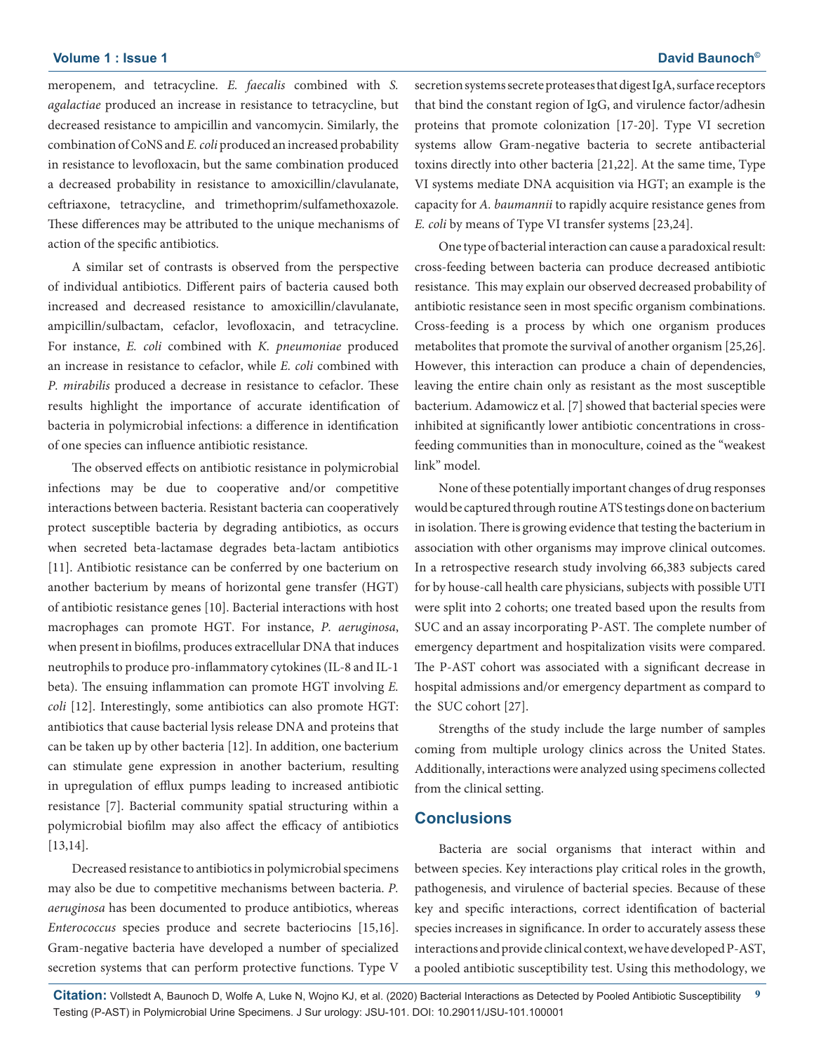meropenem, and tetracycline. *E. faecalis* combined with *S. agalactiae* produced an increase in resistance to tetracycline, but decreased resistance to ampicillin and vancomycin. Similarly, the combination of CoNS and *E. coli* produced an increased probability in resistance to levofloxacin, but the same combination produced a decreased probability in resistance to amoxicillin/clavulanate, ceftriaxone, tetracycline, and trimethoprim/sulfamethoxazole. These differences may be attributed to the unique mechanisms of action of the specific antibiotics.

A similar set of contrasts is observed from the perspective of individual antibiotics. Different pairs of bacteria caused both increased and decreased resistance to amoxicillin/clavulanate, ampicillin/sulbactam, cefaclor, levofloxacin, and tetracycline. For instance, *E. coli* combined with *K. pneumoniae* produced an increase in resistance to cefaclor, while *E. coli* combined with *P. mirabilis* produced a decrease in resistance to cefaclor. These results highlight the importance of accurate identification of bacteria in polymicrobial infections: a difference in identification of one species can influence antibiotic resistance.

The observed effects on antibiotic resistance in polymicrobial infections may be due to cooperative and/or competitive interactions between bacteria. Resistant bacteria can cooperatively protect susceptible bacteria by degrading antibiotics, as occurs when secreted beta-lactamase degrades beta-lactam antibiotics [11]. Antibiotic resistance can be conferred by one bacterium on another bacterium by means of horizontal gene transfer (HGT) of antibiotic resistance genes [10]. Bacterial interactions with host macrophages can promote HGT. For instance, *P. aeruginosa*, when present in biofilms, produces extracellular DNA that induces neutrophils to produce pro-inflammatory cytokines (IL-8 and IL-1 beta). The ensuing inflammation can promote HGT involving *E. coli* [12]. Interestingly, some antibiotics can also promote HGT: antibiotics that cause bacterial lysis release DNA and proteins that can be taken up by other bacteria [12]. In addition, one bacterium can stimulate gene expression in another bacterium, resulting in upregulation of efflux pumps leading to increased antibiotic resistance [7]. Bacterial community spatial structuring within a polymicrobial biofilm may also affect the efficacy of antibiotics [13,14].

Decreased resistance to antibiotics in polymicrobial specimens may also be due to competitive mechanisms between bacteria. *P. aeruginosa* has been documented to produce antibiotics, whereas *Enterococcus* species produce and secrete bacteriocins [15,16]. Gram-negative bacteria have developed a number of specialized secretion systems that can perform protective functions. Type V secretion systems secrete proteases that digest IgA, surface receptors that bind the constant region of IgG, and virulence factor/adhesin proteins that promote colonization [17-20]. Type VI secretion systems allow Gram-negative bacteria to secrete antibacterial toxins directly into other bacteria [21,22]. At the same time, Type VI systems mediate DNA acquisition via HGT; an example is the capacity for *A. baumannii* to rapidly acquire resistance genes from *E. coli* by means of Type VI transfer systems [23,24].

One type of bacterial interaction can cause a paradoxical result: cross-feeding between bacteria can produce decreased antibiotic resistance. This may explain our observed decreased probability of antibiotic resistance seen in most specific organism combinations. Cross-feeding is a process by which one organism produces metabolites that promote the survival of another organism [25,26]. However, this interaction can produce a chain of dependencies, leaving the entire chain only as resistant as the most susceptible bacterium. Adamowicz et al. [7] showed that bacterial species were inhibited at significantly lower antibiotic concentrations in cross-feeding communities than in monoculture, coined as the "weakest link" model.

None of these potentially important changes of drug responses would be captured through routine ATS testings done on bacterium in isolation. There is growing evidence that testing the bacterium in association with other organisms may improve clinical outcomes. In a retrospective research study involving 66,383 subjects cared for by house-call health care physicians, subjects with possible UTI were split into 2 cohorts; one treated based upon the results from SUC and an assay incorporating P-AST. The complete number of emergency department and hospitalization visits were compared. The P-AST cohort was associated with a significant decrease in hospital admissions and/or emergency department as compard to the SUC cohort [27].

Strengths of the study include the large number of samples coming from multiple urology clinics across the United States. Additionally, interactions were analyzed using specimens collected from the clinical setting.

## Conclusions

Bacteria are social organisms that interact within and between species. Key interactions play critical roles in the growth, pathogenesis, and virulence of bacterial species. Because of these key and specific interactions, correct identification of bacterial species increases in significance. In order to accurately assess these interactions and provide clinical context, we have developed P-AST, a pooled antibiotic susceptibility test. Using this methodology, we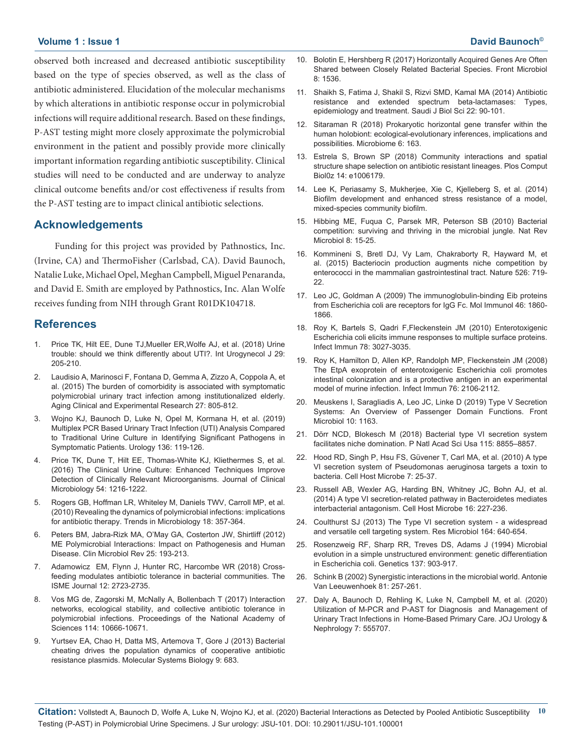observed both increased and decreased antibiotic susceptibility based on the type of species observed, as well as the class of antibiotic administered. Elucidation of the molecular mechanisms by which alterations in antibiotic response occur in polymicrobial infections will require additional research. Based on these findings, P-AST testing might more closely approximate the polymicrobial environment in the patient and possibly provide more clinically important information regarding antibiotic susceptibility. Clinical studies will need to be conducted and are underway to analyze clinical outcome benefits and/or cost effectiveness if results from the P-AST testing are to impact clinical antibiotic selections.

## Acknowledgements

Funding for this project was provided by Pathnostics, Inc. (Irvine, CA) and ThermoFisher (Carlsbad, CA). David Baunoch, Natalie Luke, Michael Opel, Meghan Campbell, Miguel Penaranda, and David E. Smith are employed by Pathnostics, Inc. Alan Wolfe receives funding from NIH through Grant R01DK104718.

## References

1. Price TK, Hilt EE, Dune TJ,Mueller ER,Wolfe AJ, et al. (2018) Urine trouble: should we think differently about UTI?. Int Urogynecol J 29: 205-210.
2. Laudisio A, Marinosci F, Fontana D, Gemma A, Zizzo A, Coppola A, et al. (2015) The burden of comorbidity is associated with symptomatic polymicrobial urinary tract infection among institutionalized elderly. Aging Clinical and Experimental Research 27: 805-812.
3. Wojno KJ, Baunoch D, Luke N, Opel M, Kormana H, et al. (2019) Multiplex PCR Based Urinary Tract Infection (UTI) Analysis Compared to Traditional Urine Culture in Identifying Significant Pathogens in Symptomatic Patients. Urology 136: 119-126.
4. Price TK, Dune T, Hilt EE, Thomas-White KJ, Kliethermes S, et al. (2016) The Clinical Urine Culture: Enhanced Techniques Improve Detection of Clinically Relevant Microorganisms. Journal of Clinical Microbiology 54: 1216-1222.
5. Rogers GB, Hoffman LR, Whiteley M, Daniels TWV, Carroll MP, et al. (2010) Revealing the dynamics of polymicrobial infections: implications for antibiotic therapy. Trends in Microbiology 18: 357-364.
6. Peters BM, Jabra-Rizk MA, O'May GA, Costerton JW, Shirtliff (2012) ME Polymicrobial Interactions: Impact on Pathogenesis and Human Disease. Clin Microbiol Rev 25: 193-213.
7. Adamowicz EM, Flynn J, Hunter RC, Harcombe WR (2018) Cross-feeding modulates antibiotic tolerance in bacterial communities. The ISME Journal 12: 2723-2735.
8. Vos MG de, Zagorski M, McNally A, Bollenbach T (2017) Interaction networks, ecological stability, and collective antibiotic tolerance in polymicrobial infections. Proceedings of the National Academy of Sciences 114: 10666-10671.
9. Yurtsev EA, Chao H, Datta MS, Artemova T, Gore J (2013) Bacterial cheating drives the population dynamics of cooperative antibiotic resistance plasmids. Molecular Systems Biology 9: 683.
10. Bolotin E, Hershberg R (2017) Horizontally Acquired Genes Are Often Shared between Closely Related Bacterial Species. Front Microbiol 8: 1536.
11. Shaikh S, Fatima J, Shakil S, Rizvi SMD, Kamal MA (2014) Antibiotic resistance and extended spectrum beta-lactamases: Types, epidemiology and treatment. Saudi J Biol Sci 22: 90-101.
12. Sitaraman R (2018) Prokaryotic horizontal gene transfer within the human holobiont: ecological-evolutionary inferences, implications and possibilities. Microbiome 6: 163.
13. Estrela S, Brown SP (2018) Community interactions and spatial structure shape selection on antibiotic resistant lineages. Plos Comput Biol0z 14: e1006179.
14. Lee K, Periasamy S, Mukherjee, Xie C, Kjelleberg S, et al. (2014) Biofilm development and enhanced stress resistance of a model, mixed-species community biofilm.
15. Hibbing ME, Fuqua C, Parsek MR, Peterson SB (2010) Bacterial competition: surviving and thriving in the microbial jungle. Nat Rev Microbiol 8: 15-25.
16. Kommineni S, Bretl DJ, Vy Lam, Chakraborty R, Hayward M, et al. (2015) Bacteriocin production augments niche competition by enterococci in the mammalian gastrointestinal tract. Nature 526: 719-22.
17. Leo JC, Goldman A (2009) The immunoglobulin-binding Eib proteins from Escherichia coli are receptors for IgG Fc. Mol Immunol 46: 1860-1866.
18. Roy K, Bartels S, Qadri F,Fleckenstein JM (2010) Enterotoxigenic Escherichia coli elicits immune responses to multiple surface proteins. Infect Immun 78: 3027-3035.
19. Roy K, Hamilton D, Allen KP, Randolph MP, Fleckenstein JM (2008) The EtpA exoprotein of enterotoxigenic Escherichia coli promotes intestinal colonization and is a protective antigen in an experimental model of murine infection. Infect Immun 76: 2106-2112.
20. Meuskens I, Saragliadis A, Leo JC, Linke D (2019) Type V Secretion Systems: An Overview of Passenger Domain Functions. Front Microbiol 10: 1163.
21. Dörr NCD, Blokesch M (2018) Bacterial type VI secretion system facilitates niche domination. P Natl Acad Sci Usa 115: 8855–8857.
22. Hood RD, Singh P, Hsu FS, Güvener T, Carl MA, et al. (2010) A type VI secretion system of Pseudomonas aeruginosa targets a toxin to bacteria. Cell Host Microbe 7: 25-37.
23. Russell AB, Wexler AG, Harding BN, Whitney JC, Bohn AJ, et al. (2014) A type VI secretion-related pathway in Bacteroidetes mediates interbacterial antagonism. Cell Host Microbe 16: 227-236.
24. Coulthurst SJ (2013) The Type VI secretion system - a widespread and versatile cell targeting system. Res Microbiol 164: 640-654.
25. Rosenzweig RF, Sharp RR, Treves DS, Adams J (1994) Microbial evolution in a simple unstructured environment: genetic differentiation in Escherichia coli. Genetics 137: 903-917.
26. Schink B (2002) Synergistic interactions in the microbial world. Antonie Van Leeuwenhoek 81: 257-261.
27. Daly A, Baunoch D, Rehling K, Luke N, Campbell M, et al. (2020) Utilization of M-PCR and P-AST for Diagnosis and Management of Urinary Tract Infections in Home-Based Primary Care. JOJ Urology & Nephrology 7: 555707.

**Citation:** Vollstedt A, Baunoch D, Wolfe A, Luke N, Wojno KJ, et al. (2020) Bacterial Interactions as Detected by Pooled Antibiotic Susceptibility Testing (P-AST) in Polymicrobial Urine Specimens. J Sur urology: JSU-101. DOI: 10.29011/JSU-101.100001